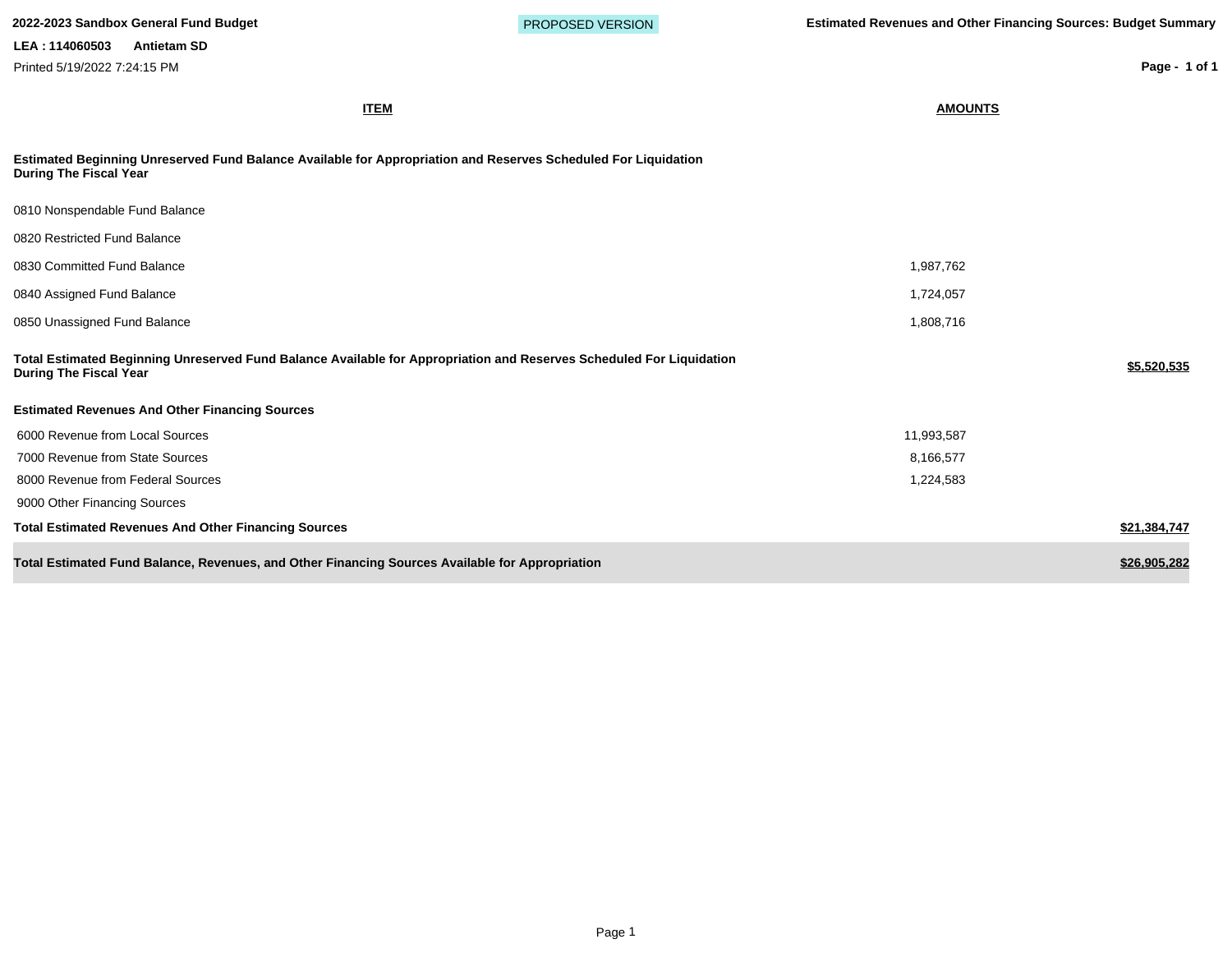**2022-2023 Sandbox General Fund Budget** — PROPOSED VERSION — **Estimated Revenues and Other Financing Sources: Budget Summary**

**LEA : 114060503 Antietam SD**

Printed 5/19/2022 7:24:15 PM

| ITEM | AMOUNTS | |
|---|---|---|
| **Estimated Beginning Unreserved Fund Balance Available for Appropriation and Reserves Scheduled For Liquidation During The Fiscal Year** | | |
| 0810 Nonspendable Fund Balance | | |
| 0820 Restricted Fund Balance | | |
| 0830 Committed Fund Balance | 1,987,762 | |
| 0840 Assigned Fund Balance | 1,724,057 | |
| 0850 Unassigned Fund Balance | 1,808,716 | |
| **Total Estimated Beginning Unreserved Fund Balance Available for Appropriation and Reserves Scheduled For Liquidation During The Fiscal Year** | | **$5,520,535** |
| **Estimated Revenues And Other Financing Sources** | | |
| 6000 Revenue from Local Sources | 11,993,587 | |
| 7000 Revenue from State Sources | 8,166,577 | |
| 8000 Revenue from Federal Sources | 1,224,583 | |
| 9000 Other Financing Sources | | |
| **Total Estimated Revenues And Other Financing Sources** | | **$21,384,747** |
| **Total Estimated Fund Balance, Revenues, and Other Financing Sources Available for Appropriation** | | **$26,905,282** |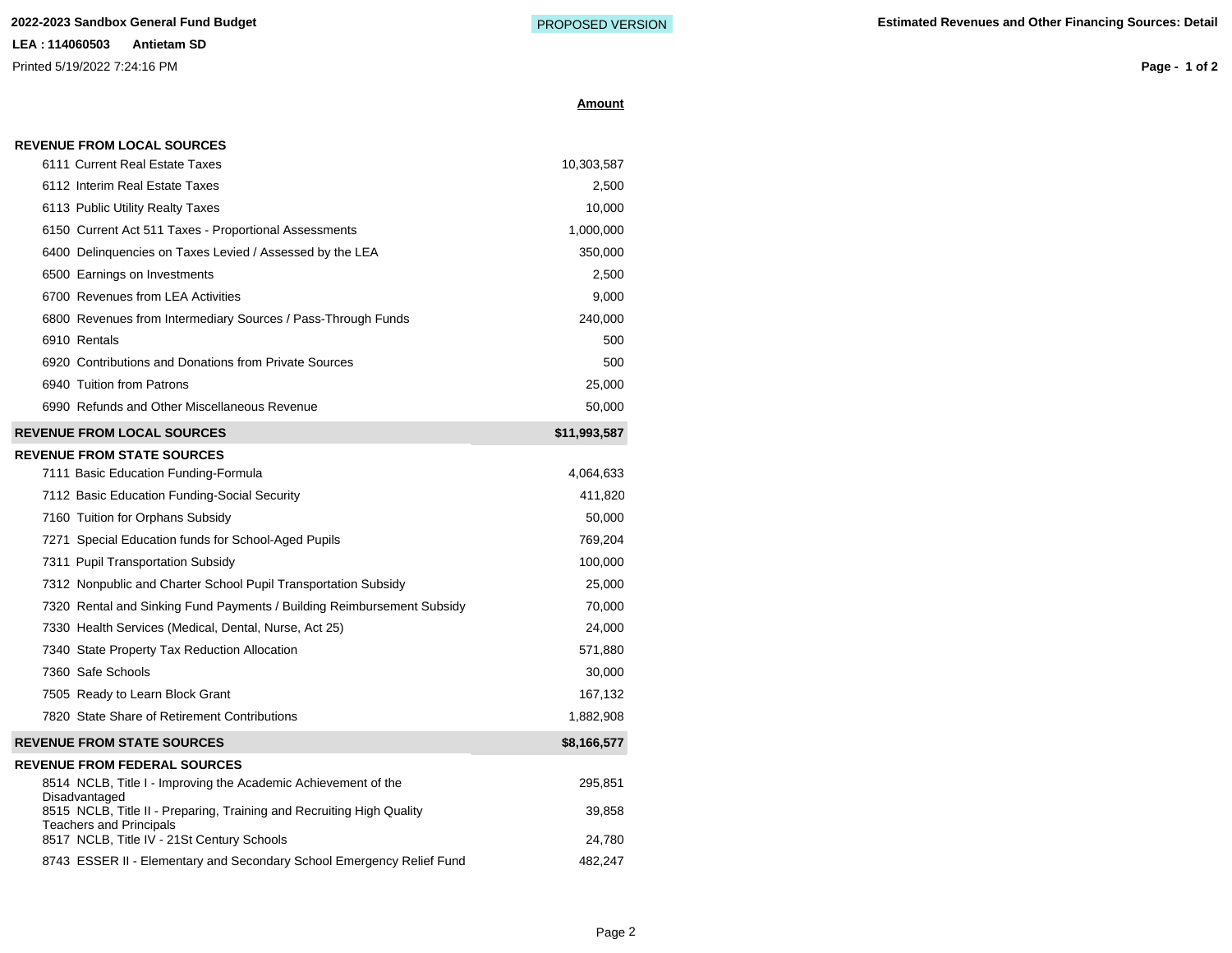**2022-2023 Sandbox General Fund Budget** PROPOSED VERSION **Estimated Revenues and Other Financing Sources: Detail**

**LEA : 114060503 Antietam SD**

Printed 5/19/2022 7:24:16 PM

| | **Amount** |
|---|---|
| **REVENUE FROM LOCAL SOURCES** | |
| 6111 Current Real Estate Taxes | 10,303,587 |
| 6112 Interim Real Estate Taxes | 2,500 |
| 6113 Public Utility Realty Taxes | 10,000 |
| 6150 Current Act 511 Taxes - Proportional Assessments | 1,000,000 |
| 6400 Delinquencies on Taxes Levied / Assessed by the LEA | 350,000 |
| 6500 Earnings on Investments | 2,500 |
| 6700 Revenues from LEA Activities | 9,000 |
| 6800 Revenues from Intermediary Sources / Pass-Through Funds | 240,000 |
| 6910 Rentals | 500 |
| 6920 Contributions and Donations from Private Sources | 500 |
| 6940 Tuition from Patrons | 25,000 |
| 6990 Refunds and Other Miscellaneous Revenue | 50,000 |
| **REVENUE FROM LOCAL SOURCES** | **$11,993,587** |
| **REVENUE FROM STATE SOURCES** | |
| 7111 Basic Education Funding-Formula | 4,064,633 |
| 7112 Basic Education Funding-Social Security | 411,820 |
| 7160 Tuition for Orphans Subsidy | 50,000 |
| 7271 Special Education funds for School-Aged Pupils | 769,204 |
| 7311 Pupil Transportation Subsidy | 100,000 |
| 7312 Nonpublic and Charter School Pupil Transportation Subsidy | 25,000 |
| 7320 Rental and Sinking Fund Payments / Building Reimbursement Subsidy | 70,000 |
| 7330 Health Services (Medical, Dental, Nurse, Act 25) | 24,000 |
| 7340 State Property Tax Reduction Allocation | 571,880 |
| 7360 Safe Schools | 30,000 |
| 7505 Ready to Learn Block Grant | 167,132 |
| 7820 State Share of Retirement Contributions | 1,882,908 |
| **REVENUE FROM STATE SOURCES** | **$8,166,577** |
| **REVENUE FROM FEDERAL SOURCES** | |
| 8514 NCLB, Title I - Improving the Academic Achievement of the Disadvantaged | 295,851 |
| 8515 NCLB, Title II - Preparing, Training and Recruiting High Quality Teachers and Principals | 39,858 |
| 8517 NCLB, Title IV - 21St Century Schools | 24,780 |
| 8743 ESSER II - Elementary and Secondary School Emergency Relief Fund | 482,247 |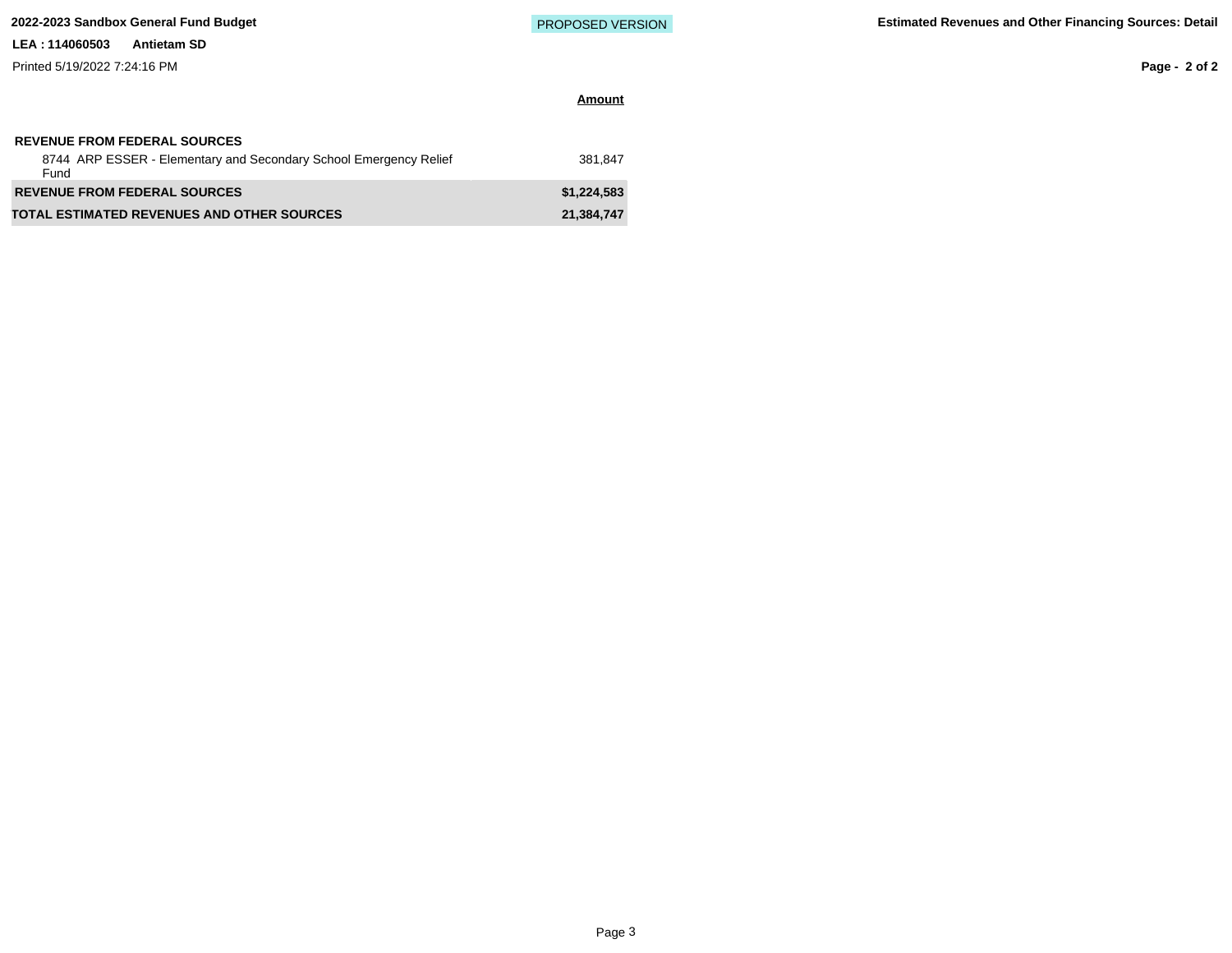| | Amount |
|---|---|
| **REVENUE FROM FEDERAL SOURCES** | |
| 8744 ARP ESSER - Elementary and Secondary School Emergency Relief Fund | 381,847 |
| **REVENUE FROM FEDERAL SOURCES** | **$1,224,583** |
| **TOTAL ESTIMATED REVENUES AND OTHER SOURCES** | **21,384,747** |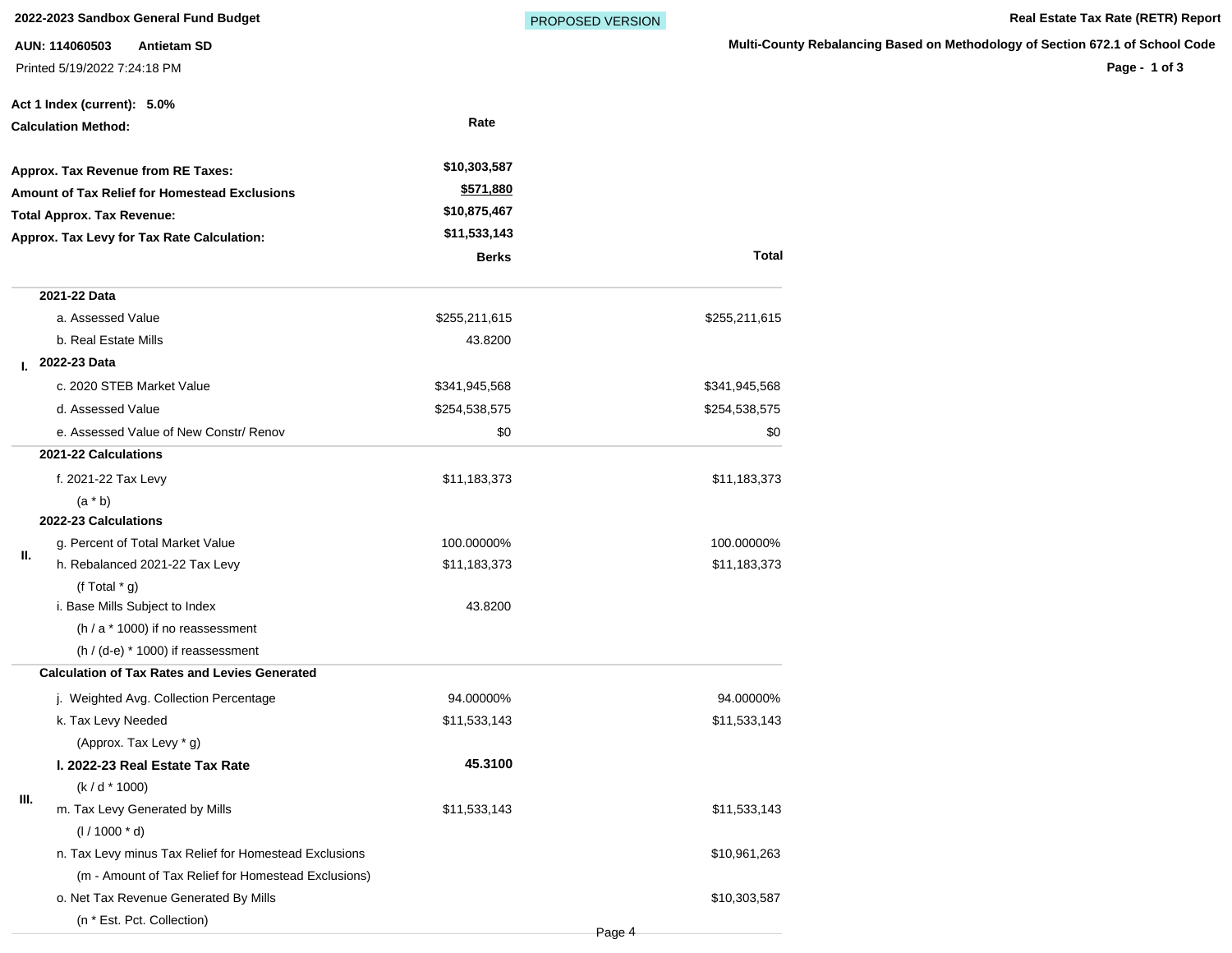**2022-2023 Sandbox General Fund Budget**

PROPOSED VERSION

**Real Estate Tax Rate (RETR) Report**

**AUN: 114060503 Antietam SD**

**Multi-County Rebalancing Based on Methodology of Section 672.1 of School Code**

Printed 5/19/2022 7:24:18 PM

**Act 1 Index (current): 5.0%**

| | Rate |
|---|---|
| **Calculation Method:** | |
| **Approx. Tax Revenue from RE Taxes:** | **$10,303,587** |
| **Amount of Tax Relief for Homestead Exclusions** | **$571,880** |
| **Total Approx. Tax Revenue:** | **$10,875,467** |
| **Approx. Tax Levy for Tax Rate Calculation:** | **$11,533,143** |

| | | Berks | Total |
|---|---|---|---|
| I. | **2021-22 Data** | | |
| | a. Assessed Value | $255,211,615 | $255,211,615 |
| | b. Real Estate Mills | 43.8200 | |
| | **2022-23 Data** | | |
| | c. 2020 STEB Market Value | $341,945,568 | $341,945,568 |
| | d. Assessed Value | $254,538,575 | $254,538,575 |
| | e. Assessed Value of New Constr/ Renov | $0 | $0 |
| II. | **2021-22 Calculations** | | |
| | f. 2021-22 Tax Levy (a * b) | $11,183,373 | $11,183,373 |
| | **2022-23 Calculations** | | |
| | g. Percent of Total Market Value | 100.00000% | 100.00000% |
| | h. Rebalanced 2021-22 Tax Levy (f Total * g) | $11,183,373 | $11,183,373 |
| | i. Base Mills Subject to Index (h / a * 1000) if no reassessment (h / (d-e) * 1000) if reassessment | 43.8200 | |
| III. | **Calculation of Tax Rates and Levies Generated** | | |
| | j. Weighted Avg. Collection Percentage | 94.00000% | 94.00000% |
| | k. Tax Levy Needed (Approx. Tax Levy * g) | $11,533,143 | $11,533,143 |
| | **l. 2022-23 Real Estate Tax Rate** (k / d * 1000) | **45.3100** | |
| | m. Tax Levy Generated by Mills (l / 1000 * d) | $11,533,143 | $11,533,143 |
| | n. Tax Levy minus Tax Relief for Homestead Exclusions (m - Amount of Tax Relief for Homestead Exclusions) | | $10,961,263 |
| | o. Net Tax Revenue Generated By Mills (n * Est. Pct. Collection) | | $10,303,587 |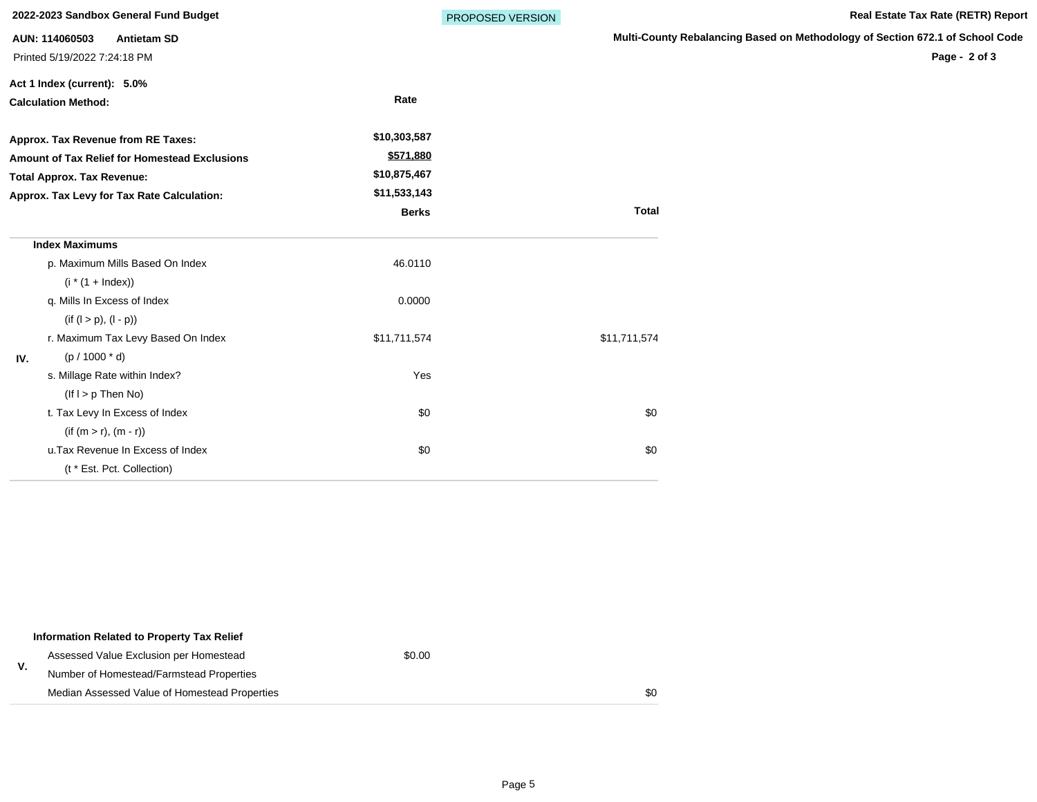**2022-2023 Sandbox General Fund Budget** PROPOSED VERSION **Real Estate Tax Rate (RETR) Report**

**AUN: 114060503 Antietam SD**

**Multi-County Rebalancing Based on Methodology of Section 672.1 of School Code**

Printed 5/19/2022 7:24:18 PM

**Act 1 Index (current): 5.0%**

| **Calculation Method:** | **Rate** |
|---|---|
| **Approx. Tax Revenue from RE Taxes:** | $10,303,587 |
| **Amount of Tax Relief for Homestead Exclusions** | $571,880 |
| **Total Approx. Tax Revenue:** | $10,875,467 |
| **Approx. Tax Levy for Tax Rate Calculation:** | $11,533,143 |

| | | **Berks** | **Total** |
|---|---|---|---|
| | **Index Maximums** | | |
| | p. Maximum Mills Based On Index | 46.0110 | |
| | (i * (1 + Index)) | | |
| | q. Mills In Excess of Index | 0.0000 | |
| | (if (l > p), (l - p)) | | |
| | r. Maximum Tax Levy Based On Index | $11,711,574 | $11,711,574 |
| **IV.** | (p / 1000 * d) | | |
| | s. Millage Rate within Index? | Yes | |
| | (If l > p Then No) | | |
| | t. Tax Levy In Excess of Index | $0 | $0 |
| | (if (m > r), (m - r)) | | |
| | u.Tax Revenue In Excess of Index | $0 | $0 |
| | (t * Est. Pct. Collection) | | |

| | | | |
|---|---|---|---|
| | **Information Related to Property Tax Relief** | | |
| **V.** | Assessed Value Exclusion per Homestead | $0.00 | |
| | Number of Homestead/Farmstead Properties | | |
| | Median Assessed Value of Homestead Properties | | $0 |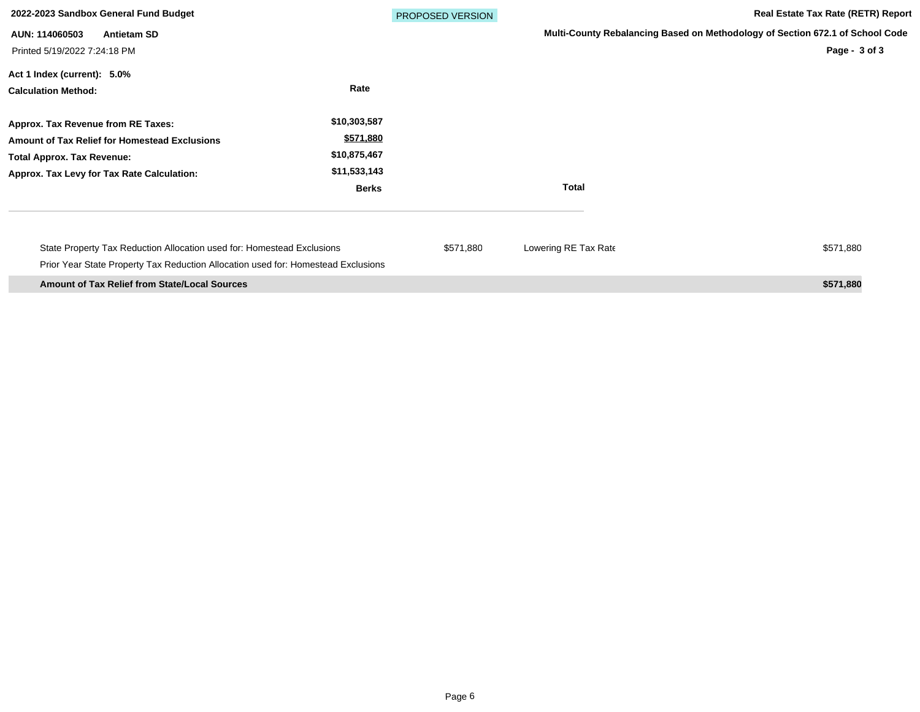**2022-2023 Sandbox General Fund Budget** PROPOSED VERSION **Real Estate Tax Rate (RETR) Report**

**AUN: 114060503 Antietam SD**

**Multi-County Rebalancing Based on Methodology of Section 672.1 of School Code**

Printed 5/19/2022 7:24:18 PM

**Act 1 Index (current): 5.0%**

| **Calculation Method:** | **Rate** |
|---|---|
| **Approx. Tax Revenue from RE Taxes:** | **$10,303,587** |
| **Amount of Tax Relief for Homestead Exclusions** | **$571,880** |
| **Total Approx. Tax Revenue:** | **$10,875,467** |
| **Approx. Tax Levy for Tax Rate Calculation:** | **$11,533,143** |

| | **Berks** | | **Total** |
|---|---|---|---|
| State Property Tax Reduction Allocation used for: Homestead Exclusions | $571,880 | Lowering RE Tax Rate | $571,880 |
| Prior Year State Property Tax Reduction Allocation used for: Homestead Exclusions | | | |
| **Amount of Tax Relief from State/Local Sources** | | | **$571,880** |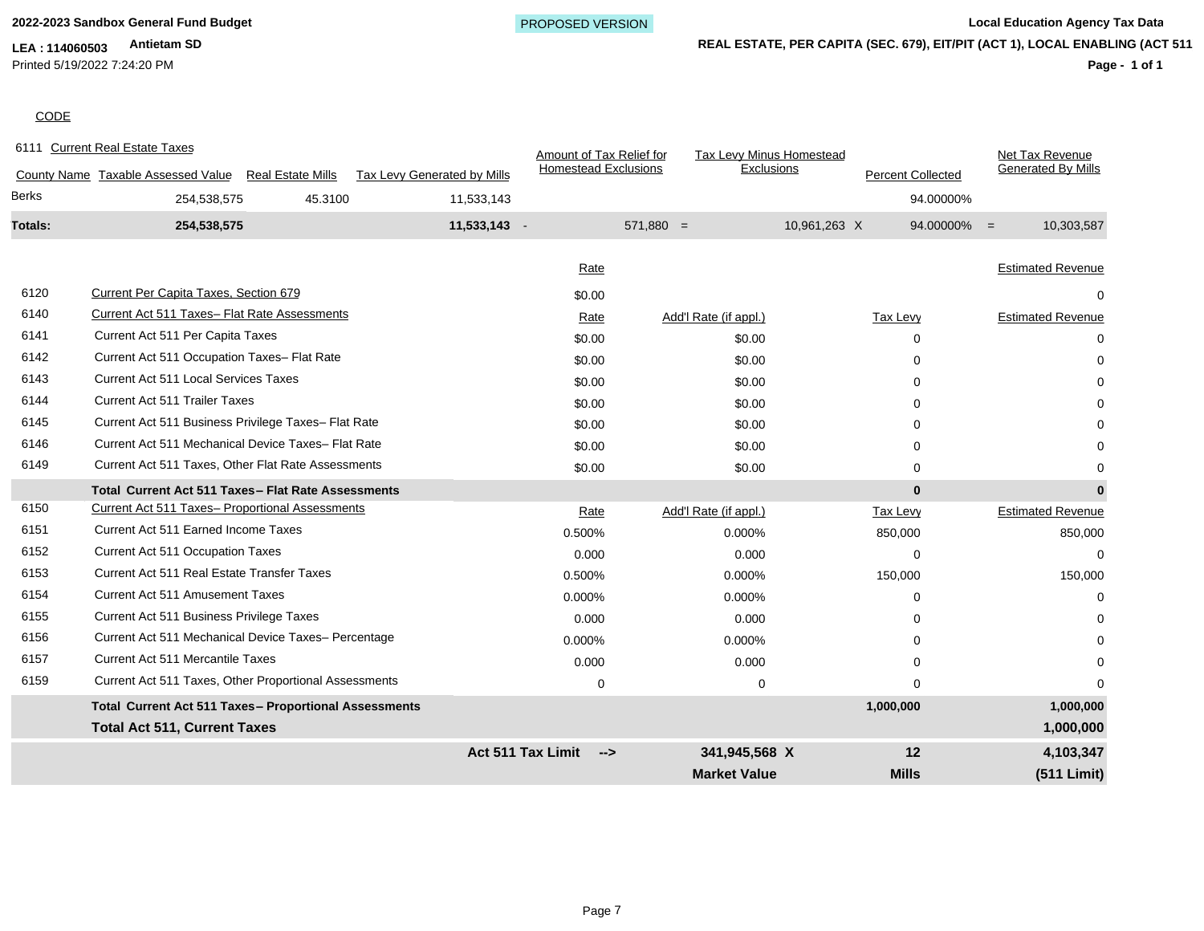2022-2023 Sandbox General Fund Budget

PROPOSED VERSION

**Local Education Agency Tax Data**

**LEA : 114060503 Antietam SD**

**REAL ESTATE, PER CAPITA (SEC. 679), EIT/PIT (ACT 1), LOCAL ENABLING (ACT 511**

Printed 5/19/2022 7:24:20 PM

CODE

6111 Current Real Estate Taxes

| County Name | Taxable Assessed Value | Real Estate Mills | Tax Levy Generated by Mills | | Amount of Tax Relief for Homestead Exclusions | | Tax Levy Minus Homestead Exclusions | | Percent Collected | | Net Tax Revenue Generated By Mills |
|---|---|---|---|---|---|---|---|---|---|---|---|
| Berks | 254,538,575 | 45.3100 | 11,533,143 | | | | | | 94.00000% | | |
| **Totals:** | **254,538,575** | | **11,533,143** | - | 571,880 | = | 10,961,263 | X | 94.00000% | = | 10,303,587 |

| Code | Description | Rate | Add'l Rate (if appl.) | Tax Levy | Estimated Revenue |
|---|---|---|---|---|---|
| 6120 | Current Per Capita Taxes, Section 679 | $0.00 | | | 0 |
| 6140 | Current Act 511 Taxes– Flat Rate Assessments | Rate | Add'l Rate (if appl.) | Tax Levy | Estimated Revenue |
| 6141 | Current Act 511 Per Capita Taxes | $0.00 | $0.00 | 0 | 0 |
| 6142 | Current Act 511 Occupation Taxes– Flat Rate | $0.00 | $0.00 | 0 | 0 |
| 6143 | Current Act 511 Local Services Taxes | $0.00 | $0.00 | 0 | 0 |
| 6144 | Current Act 511 Trailer Taxes | $0.00 | $0.00 | 0 | 0 |
| 6145 | Current Act 511 Business Privilege Taxes– Flat Rate | $0.00 | $0.00 | 0 | 0 |
| 6146 | Current Act 511 Mechanical Device Taxes– Flat Rate | $0.00 | $0.00 | 0 | 0 |
| 6149 | Current Act 511 Taxes, Other Flat Rate Assessments | $0.00 | $0.00 | 0 | 0 |
| | **Total Current Act 511 Taxes– Flat Rate Assessments** | | | **0** | **0** |
| 6150 | Current Act 511 Taxes– Proportional Assessments | Rate | Add'l Rate (if appl.) | Tax Levy | Estimated Revenue |
| 6151 | Current Act 511 Earned Income Taxes | 0.500% | 0.000% | 850,000 | 850,000 |
| 6152 | Current Act 511 Occupation Taxes | 0.000 | 0.000 | 0 | 0 |
| 6153 | Current Act 511 Real Estate Transfer Taxes | 0.500% | 0.000% | 150,000 | 150,000 |
| 6154 | Current Act 511 Amusement Taxes | 0.000% | 0.000% | 0 | 0 |
| 6155 | Current Act 511 Business Privilege Taxes | 0.000 | 0.000 | 0 | 0 |
| 6156 | Current Act 511 Mechanical Device Taxes– Percentage | 0.000% | 0.000% | 0 | 0 |
| 6157 | Current Act 511 Mercantile Taxes | 0.000 | 0.000 | 0 | 0 |
| 6159 | Current Act 511 Taxes, Other Proportional Assessments | 0 | 0 | 0 | 0 |
| | **Total Current Act 511 Taxes– Proportional Assessments** | | | **1,000,000** | **1,000,000** |
| | **Total Act 511, Current Taxes** | | | | **1,000,000** |
| | | **Act 511 Tax Limit -->** | **341,945,568 X** | **12** | **4,103,347** |
| | | | **Market Value** | **Mills** | **(511 Limit)** |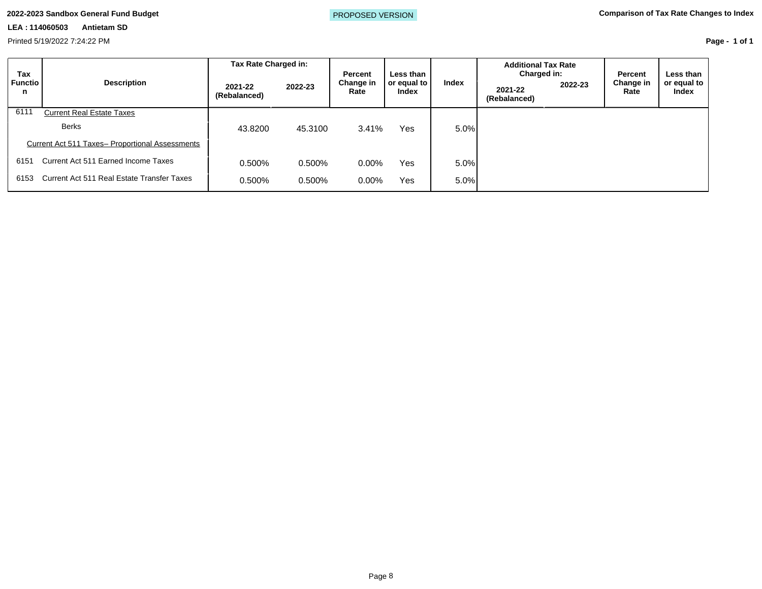**2022-2023 Sandbox General Fund Budget**

**LEA : 114060503 Antietam SD**

Printed 5/19/2022 7:24:22 PM

PROPOSED VERSION

**Comparison of Tax Rate Changes to Index**

| Tax Function | Description | Tax Rate Charged in: 2021-22 (Rebalanced) | Tax Rate Charged in: 2022-23 | Percent Change in Rate | Less than or equal to Index | Index | Additional Tax Rate Charged in: 2021-22 (Rebalanced) | Additional Tax Rate Charged in: 2022-23 | Percent Change in Rate | Less than or equal to Index |
|---|---|---|---|---|---|---|---|---|---|---|
| 6111 | Current Real Estate Taxes | | | | | | | | | |
| | Berks | 43.8200 | 45.3100 | 3.41% | Yes | 5.0% | | | | |
| | Current Act 511 Taxes– Proportional Assessments | | | | | | | | | |
| 6151 | Current Act 511 Earned Income Taxes | 0.500% | 0.500% | 0.00% | Yes | 5.0% | | | | |
| 6153 | Current Act 511 Real Estate Transfer Taxes | 0.500% | 0.500% | 0.00% | Yes | 5.0% | | | | |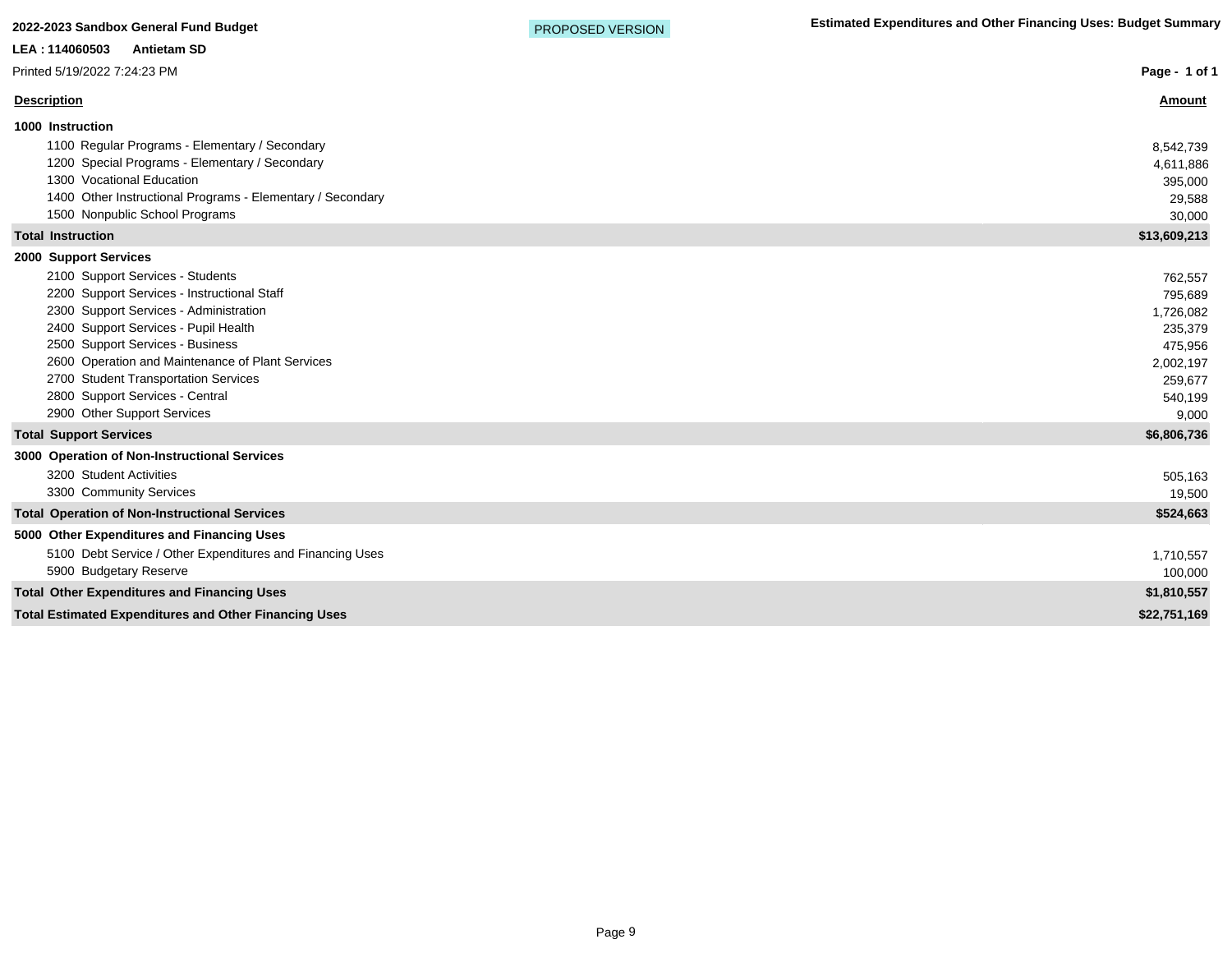**2022-2023 Sandbox General Fund Budget** PROPOSED VERSION **Estimated Expenditures and Other Financing Uses: Budget Summary**

**LEA : 114060503 Antietam SD**

Printed 5/19/2022 7:24:23 PM

| Description | Amount |
|---|---|
| **1000 Instruction** | |
| 1100 Regular Programs - Elementary / Secondary | 8,542,739 |
| 1200 Special Programs - Elementary / Secondary | 4,611,886 |
| 1300 Vocational Education | 395,000 |
| 1400 Other Instructional Programs - Elementary / Secondary | 29,588 |
| 1500 Nonpublic School Programs | 30,000 |
| **Total Instruction** | **$13,609,213** |
| **2000 Support Services** | |
| 2100 Support Services - Students | 762,557 |
| 2200 Support Services - Instructional Staff | 795,689 |
| 2300 Support Services - Administration | 1,726,082 |
| 2400 Support Services - Pupil Health | 235,379 |
| 2500 Support Services - Business | 475,956 |
| 2600 Operation and Maintenance of Plant Services | 2,002,197 |
| 2700 Student Transportation Services | 259,677 |
| 2800 Support Services - Central | 540,199 |
| 2900 Other Support Services | 9,000 |
| **Total Support Services** | **$6,806,736** |
| **3000 Operation of Non-Instructional Services** | |
| 3200 Student Activities | 505,163 |
| 3300 Community Services | 19,500 |
| **Total Operation of Non-Instructional Services** | **$524,663** |
| **5000 Other Expenditures and Financing Uses** | |
| 5100 Debt Service / Other Expenditures and Financing Uses | 1,710,557 |
| 5900 Budgetary Reserve | 100,000 |
| **Total Other Expenditures and Financing Uses** | **$1,810,557** |
| **Total Estimated Expenditures and Other Financing Uses** | **$22,751,169** |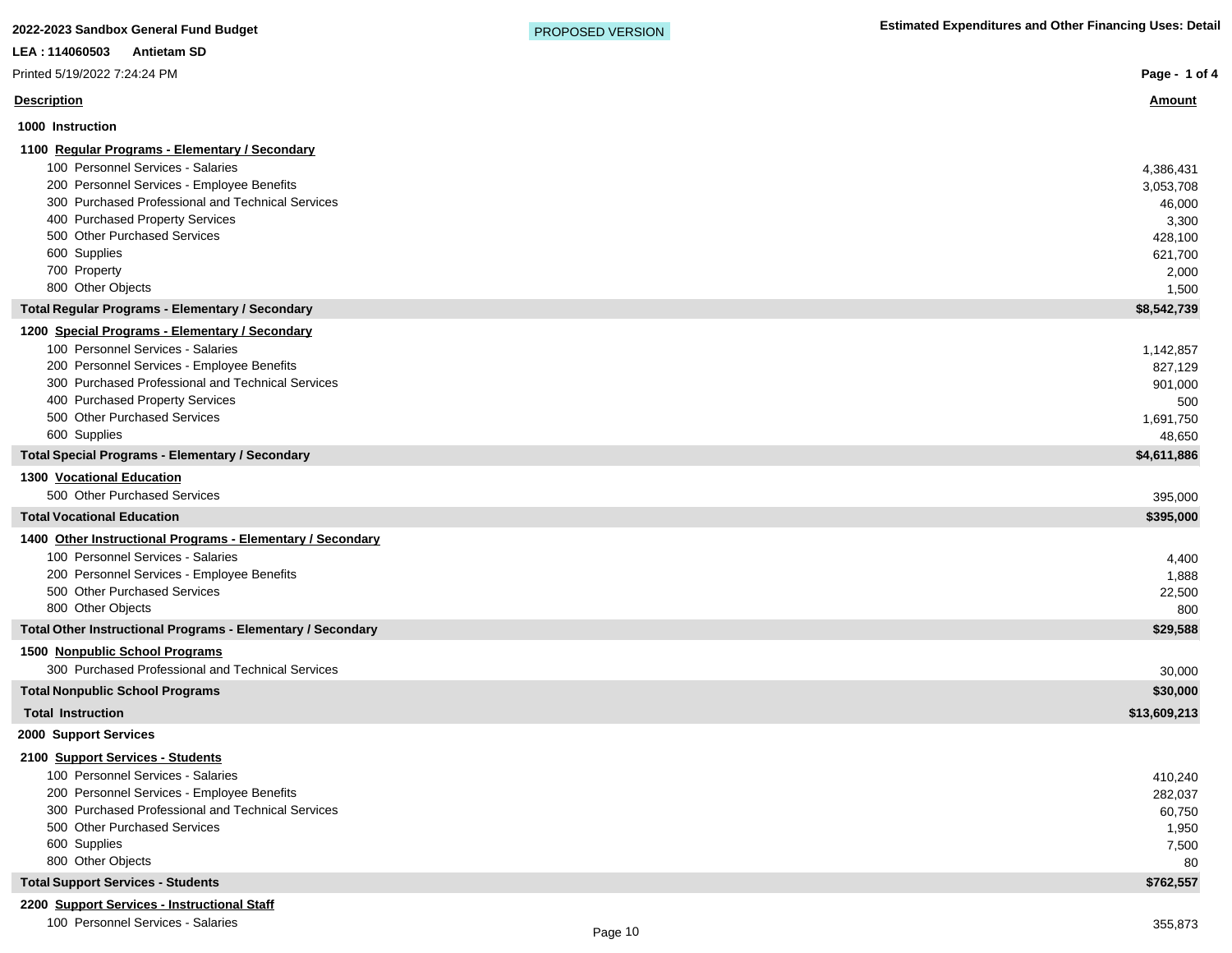**2022-2023 Sandbox General Fund Budget** PROPOSED VERSION **Estimated Expenditures and Other Financing Uses: Detail**

**LEA : 114060503 Antietam SD**

Printed 5/19/2022 7:24:24 PM

| Description | Amount |
|---|---|
| **1000 Instruction** | |
| **1100 Regular Programs - Elementary / Secondary** | |
| 100 Personnel Services - Salaries | 4,386,431 |
| 200 Personnel Services - Employee Benefits | 3,053,708 |
| 300 Purchased Professional and Technical Services | 46,000 |
| 400 Purchased Property Services | 3,300 |
| 500 Other Purchased Services | 428,100 |
| 600 Supplies | 621,700 |
| 700 Property | 2,000 |
| 800 Other Objects | 1,500 |
| **Total Regular Programs - Elementary / Secondary** | **$8,542,739** |
| **1200 Special Programs - Elementary / Secondary** | |
| 100 Personnel Services - Salaries | 1,142,857 |
| 200 Personnel Services - Employee Benefits | 827,129 |
| 300 Purchased Professional and Technical Services | 901,000 |
| 400 Purchased Property Services | 500 |
| 500 Other Purchased Services | 1,691,750 |
| 600 Supplies | 48,650 |
| **Total Special Programs - Elementary / Secondary** | **$4,611,886** |
| **1300 Vocational Education** | |
| 500 Other Purchased Services | 395,000 |
| **Total Vocational Education** | **$395,000** |
| **1400 Other Instructional Programs - Elementary / Secondary** | |
| 100 Personnel Services - Salaries | 4,400 |
| 200 Personnel Services - Employee Benefits | 1,888 |
| 500 Other Purchased Services | 22,500 |
| 800 Other Objects | 800 |
| **Total Other Instructional Programs - Elementary / Secondary** | **$29,588** |
| **1500 Nonpublic School Programs** | |
| 300 Purchased Professional and Technical Services | 30,000 |
| **Total Nonpublic School Programs** | **$30,000** |
| **Total Instruction** | **$13,609,213** |
| **2000 Support Services** | |
| **2100 Support Services - Students** | |
| 100 Personnel Services - Salaries | 410,240 |
| 200 Personnel Services - Employee Benefits | 282,037 |
| 300 Purchased Professional and Technical Services | 60,750 |
| 500 Other Purchased Services | 1,950 |
| 600 Supplies | 7,500 |
| 800 Other Objects | 80 |
| **Total Support Services - Students** | **$762,557** |
| **2200 Support Services - Instructional Staff** | |
| 100 Personnel Services - Salaries | 355,873 |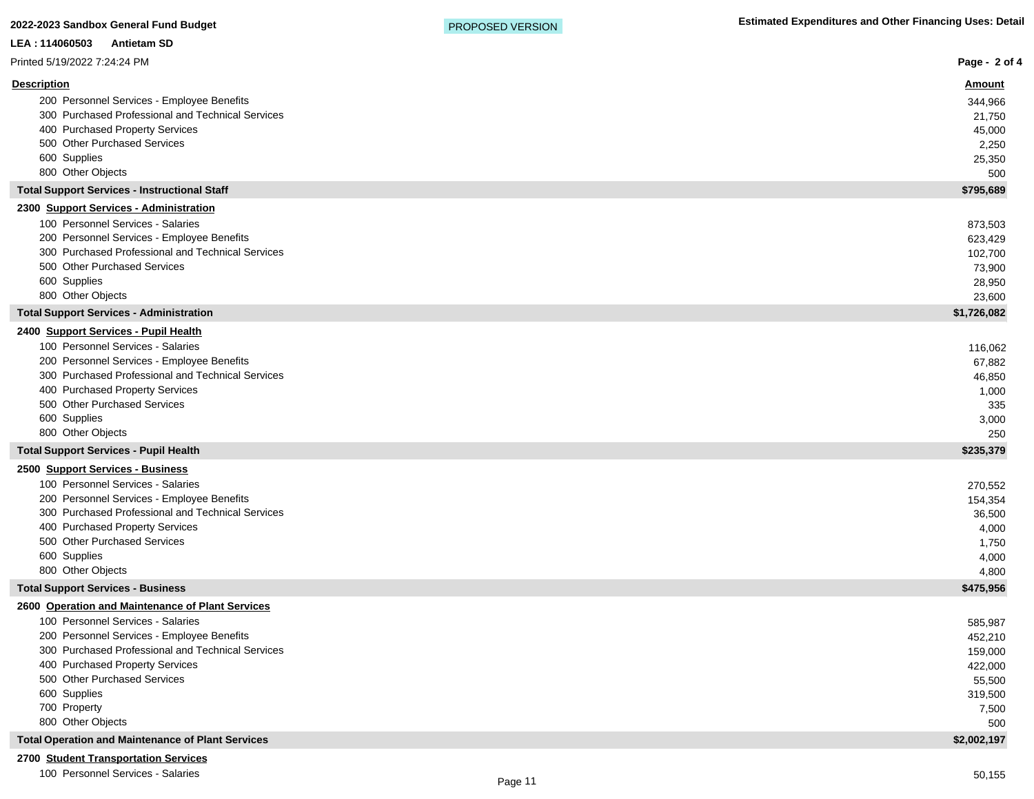| Description | Amount |
|---|---|
| 200 Personnel Services - Employee Benefits | 344,966 |
| 300 Purchased Professional and Technical Services | 21,750 |
| 400 Purchased Property Services | 45,000 |
| 500 Other Purchased Services | 2,250 |
| 600 Supplies | 25,350 |
| 800 Other Objects | 500 |
| **Total Support Services - Instructional Staff** | **$795,689** |
| **2300 Support Services - Administration** | |
| 100 Personnel Services - Salaries | 873,503 |
| 200 Personnel Services - Employee Benefits | 623,429 |
| 300 Purchased Professional and Technical Services | 102,700 |
| 500 Other Purchased Services | 73,900 |
| 600 Supplies | 28,950 |
| 800 Other Objects | 23,600 |
| **Total Support Services - Administration** | **$1,726,082** |
| **2400 Support Services - Pupil Health** | |
| 100 Personnel Services - Salaries | 116,062 |
| 200 Personnel Services - Employee Benefits | 67,882 |
| 300 Purchased Professional and Technical Services | 46,850 |
| 400 Purchased Property Services | 1,000 |
| 500 Other Purchased Services | 335 |
| 600 Supplies | 3,000 |
| 800 Other Objects | 250 |
| **Total Support Services - Pupil Health** | **$235,379** |
| **2500 Support Services - Business** | |
| 100 Personnel Services - Salaries | 270,552 |
| 200 Personnel Services - Employee Benefits | 154,354 |
| 300 Purchased Professional and Technical Services | 36,500 |
| 400 Purchased Property Services | 4,000 |
| 500 Other Purchased Services | 1,750 |
| 600 Supplies | 4,000 |
| 800 Other Objects | 4,800 |
| **Total Support Services - Business** | **$475,956** |
| **2600 Operation and Maintenance of Plant Services** | |
| 100 Personnel Services - Salaries | 585,987 |
| 200 Personnel Services - Employee Benefits | 452,210 |
| 300 Purchased Professional and Technical Services | 159,000 |
| 400 Purchased Property Services | 422,000 |
| 500 Other Purchased Services | 55,500 |
| 600 Supplies | 319,500 |
| 700 Property | 7,500 |
| 800 Other Objects | 500 |
| **Total Operation and Maintenance of Plant Services** | **$2,002,197** |
| **2700 Student Transportation Services** | |
| 100 Personnel Services - Salaries | 50,155 |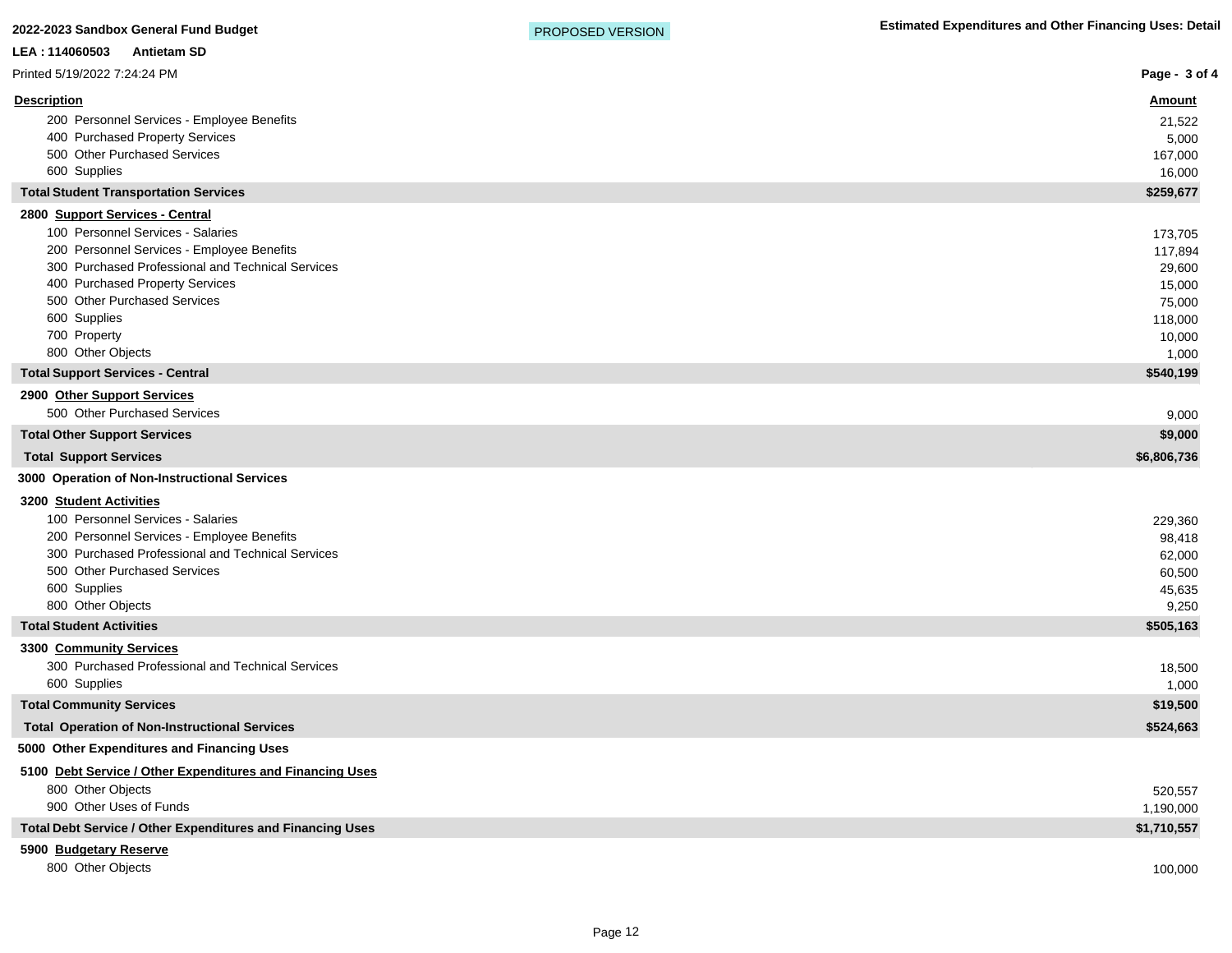**2022-2023 Sandbox General Fund Budget** PROPOSED VERSION **Estimated Expenditures and Other Financing Uses: Detail**

**LEA : 114060503 Antietam SD**

Printed 5/19/2022 7:24:24 PM

| Description | Amount |
|---|---|
| 200 Personnel Services - Employee Benefits | 21,522 |
| 400 Purchased Property Services | 5,000 |
| 500 Other Purchased Services | 167,000 |
| 600 Supplies | 16,000 |
| **Total Student Transportation Services** | **$259,677** |
| **2800 Support Services - Central** | |
| 100 Personnel Services - Salaries | 173,705 |
| 200 Personnel Services - Employee Benefits | 117,894 |
| 300 Purchased Professional and Technical Services | 29,600 |
| 400 Purchased Property Services | 15,000 |
| 500 Other Purchased Services | 75,000 |
| 600 Supplies | 118,000 |
| 700 Property | 10,000 |
| 800 Other Objects | 1,000 |
| **Total Support Services - Central** | **$540,199** |
| **2900 Other Support Services** | |
| 500 Other Purchased Services | 9,000 |
| **Total Other Support Services** | **$9,000** |
| **Total Support Services** | **$6,806,736** |
| **3000 Operation of Non-Instructional Services** | |
| **3200 Student Activities** | |
| 100 Personnel Services - Salaries | 229,360 |
| 200 Personnel Services - Employee Benefits | 98,418 |
| 300 Purchased Professional and Technical Services | 62,000 |
| 500 Other Purchased Services | 60,500 |
| 600 Supplies | 45,635 |
| 800 Other Objects | 9,250 |
| **Total Student Activities** | **$505,163** |
| **3300 Community Services** | |
| 300 Purchased Professional and Technical Services | 18,500 |
| 600 Supplies | 1,000 |
| **Total Community Services** | **$19,500** |
| **Total Operation of Non-Instructional Services** | **$524,663** |
| **5000 Other Expenditures and Financing Uses** | |
| **5100 Debt Service / Other Expenditures and Financing Uses** | |
| 800 Other Objects | 520,557 |
| 900 Other Uses of Funds | 1,190,000 |
| **Total Debt Service / Other Expenditures and Financing Uses** | **$1,710,557** |
| **5900 Budgetary Reserve** | |
| 800 Other Objects | 100,000 |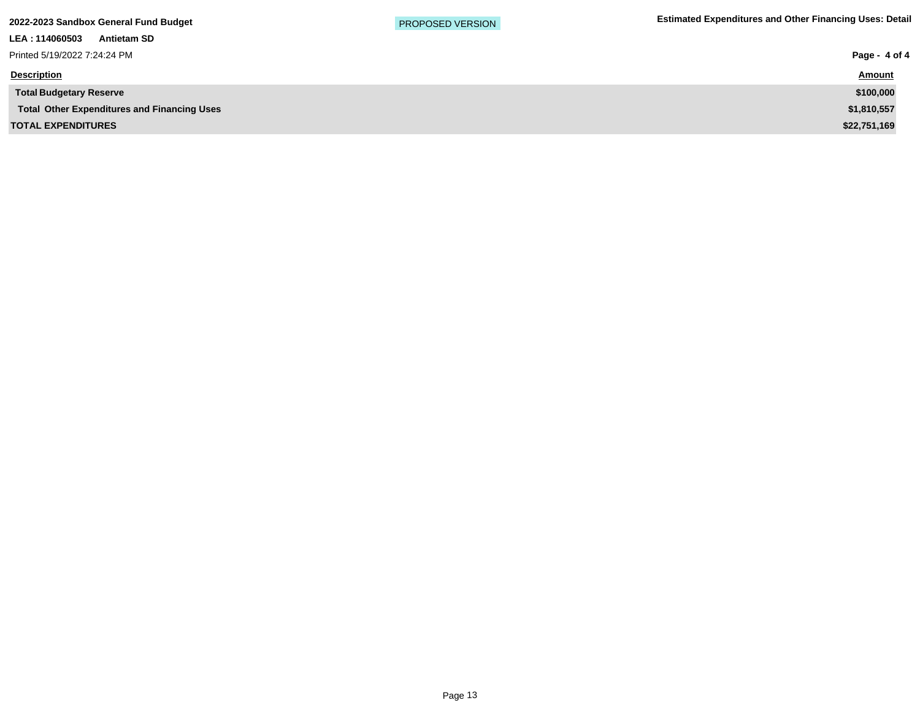2022-2023 Sandbox General Fund Budget

PROPOSED VERSION

Estimated Expenditures and Other Financing Uses: Detail

LEA : 114060503 Antietam SD

Printed 5/19/2022 7:24:24 PM

| Description | Amount |
| --- | --- |
| **Total Budgetary Reserve** | **$100,000** |
| **Total Other Expenditures and Financing Uses** | **$1,810,557** |
| **TOTAL EXPENDITURES** | **$22,751,169** |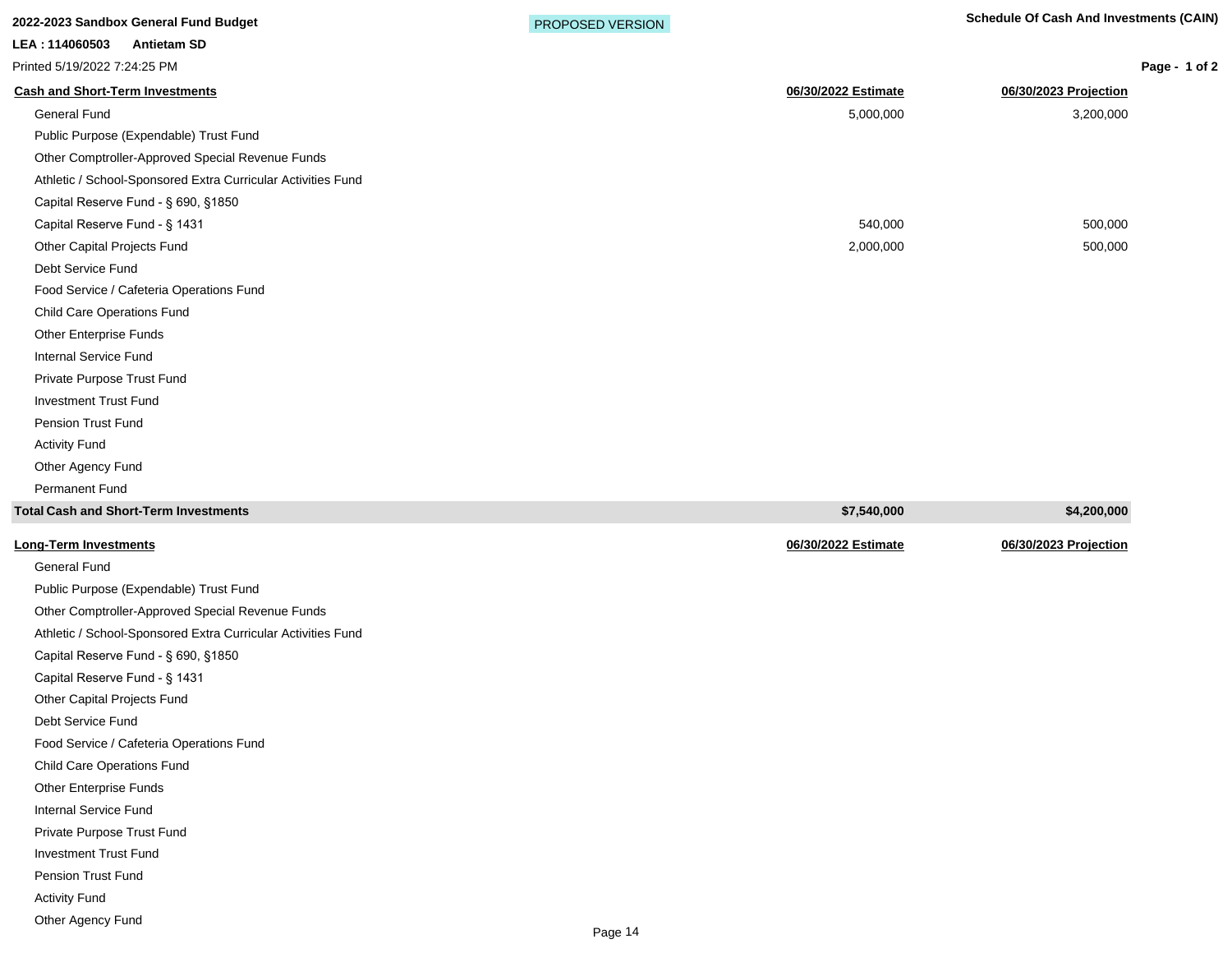**2022-2023 Sandbox General Fund Budget**

**LEA : 114060503 Antietam SD**

Printed 5/19/2022 7:24:25 PM

PROPOSED VERSION

**Schedule Of Cash And Investments (CAIN)**

| Cash and Short-Term Investments | 06/30/2022 Estimate | 06/30/2023 Projection |
|---|---|---|
| General Fund | 5,000,000 | 3,200,000 |
| Public Purpose (Expendable) Trust Fund | | |
| Other Comptroller-Approved Special Revenue Funds | | |
| Athletic / School-Sponsored Extra Curricular Activities Fund | | |
| Capital Reserve Fund - § 690, §1850 | | |
| Capital Reserve Fund - § 1431 | 540,000 | 500,000 |
| Other Capital Projects Fund | 2,000,000 | 500,000 |
| Debt Service Fund | | |
| Food Service / Cafeteria Operations Fund | | |
| Child Care Operations Fund | | |
| Other Enterprise Funds | | |
| Internal Service Fund | | |
| Private Purpose Trust Fund | | |
| Investment Trust Fund | | |
| Pension Trust Fund | | |
| Activity Fund | | |
| Other Agency Fund | | |
| Permanent Fund | | |
| **Total Cash and Short-Term Investments** | **$7,540,000** | **$4,200,000** |

| Long-Term Investments | 06/30/2022 Estimate | 06/30/2023 Projection |
|---|---|---|
| General Fund | | |
| Public Purpose (Expendable) Trust Fund | | |
| Other Comptroller-Approved Special Revenue Funds | | |
| Athletic / School-Sponsored Extra Curricular Activities Fund | | |
| Capital Reserve Fund - § 690, §1850 | | |
| Capital Reserve Fund - § 1431 | | |
| Other Capital Projects Fund | | |
| Debt Service Fund | | |
| Food Service / Cafeteria Operations Fund | | |
| Child Care Operations Fund | | |
| Other Enterprise Funds | | |
| Internal Service Fund | | |
| Private Purpose Trust Fund | | |
| Investment Trust Fund | | |
| Pension Trust Fund | | |
| Activity Fund | | |
| Other Agency Fund | | |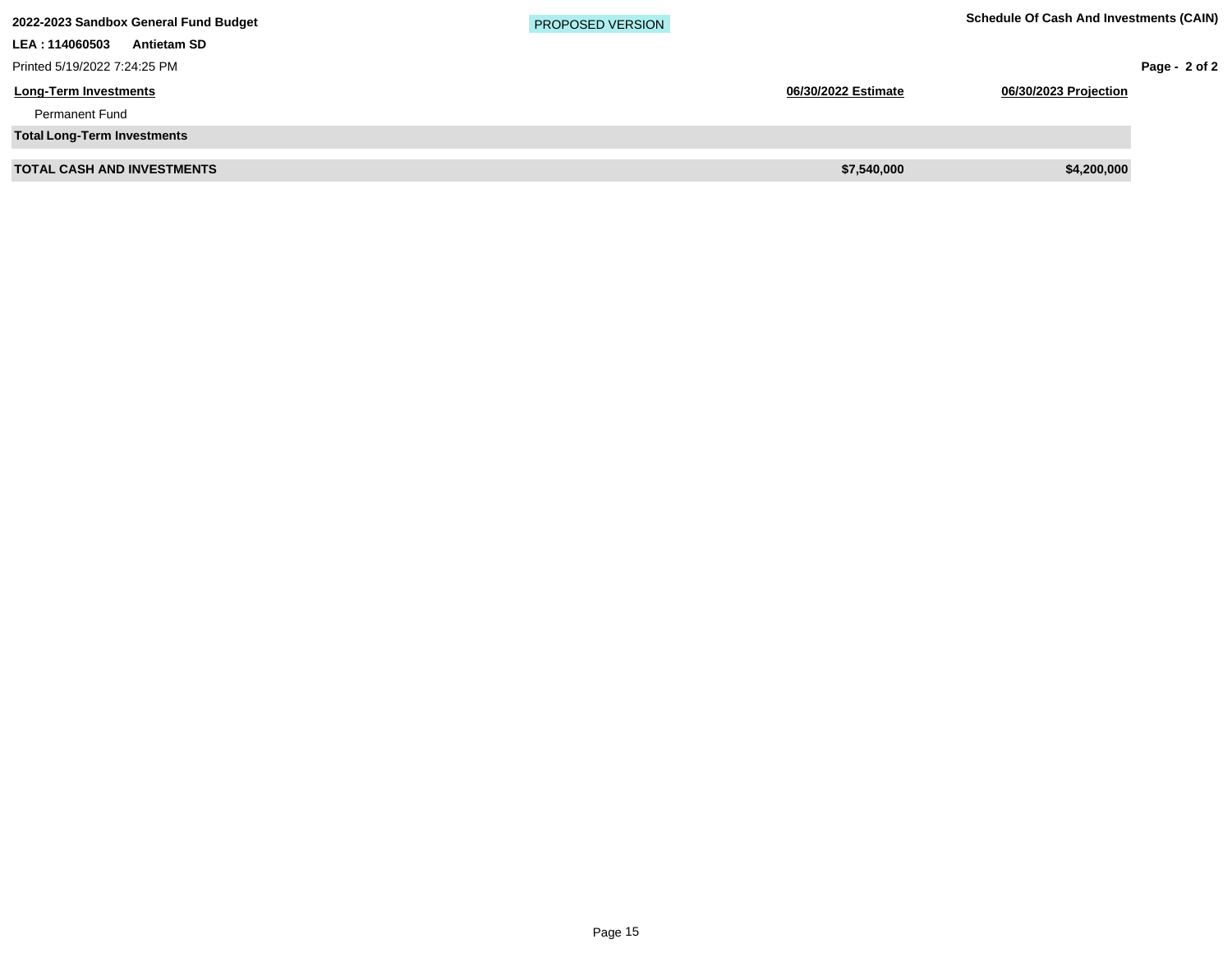| Long-Term Investments | 06/30/2022 Estimate | 06/30/2023 Projection |
| --- | --- | --- |
| Permanent Fund | | |
| **Total Long-Term Investments** | | |
| **TOTAL CASH AND INVESTMENTS** | **$7,540,000** | **$4,200,000** |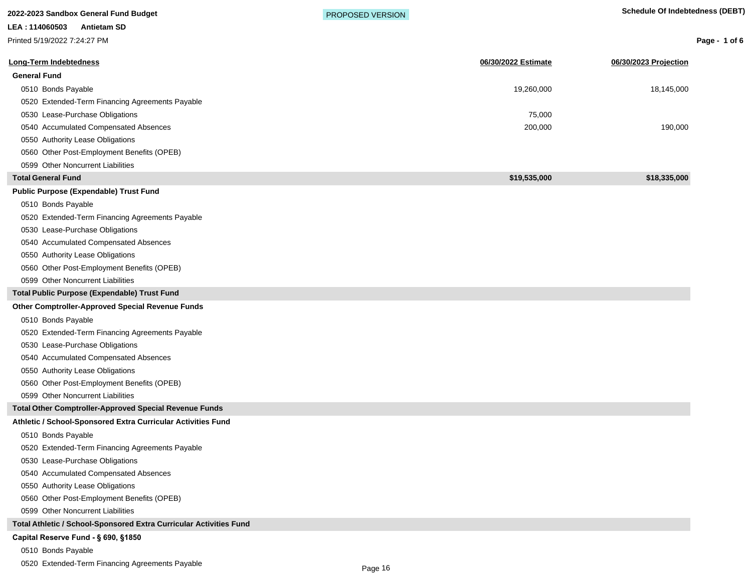**2022-2023 Sandbox General Fund Budget**

**LEA : 114060503 Antietam SD**

Printed 5/19/2022 7:24:27 PM

PROPOSED VERSION

**Schedule Of Indebtedness (DEBT)**

| Long-Term Indebtedness | 06/30/2022 Estimate | 06/30/2023 Projection |
|---|---|---|
| **General Fund** | | |
| 0510 Bonds Payable | 19,260,000 | 18,145,000 |
| 0520 Extended-Term Financing Agreements Payable | | |
| 0530 Lease-Purchase Obligations | 75,000 | |
| 0540 Accumulated Compensated Absences | 200,000 | 190,000 |
| 0550 Authority Lease Obligations | | |
| 0560 Other Post-Employment Benefits (OPEB) | | |
| 0599 Other Noncurrent Liabilities | | |
| **Total General Fund** | **$19,535,000** | **$18,335,000** |
| **Public Purpose (Expendable) Trust Fund** | | |
| 0510 Bonds Payable | | |
| 0520 Extended-Term Financing Agreements Payable | | |
| 0530 Lease-Purchase Obligations | | |
| 0540 Accumulated Compensated Absences | | |
| 0550 Authority Lease Obligations | | |
| 0560 Other Post-Employment Benefits (OPEB) | | |
| 0599 Other Noncurrent Liabilities | | |
| **Total Public Purpose (Expendable) Trust Fund** | | |
| **Other Comptroller-Approved Special Revenue Funds** | | |
| 0510 Bonds Payable | | |
| 0520 Extended-Term Financing Agreements Payable | | |
| 0530 Lease-Purchase Obligations | | |
| 0540 Accumulated Compensated Absences | | |
| 0550 Authority Lease Obligations | | |
| 0560 Other Post-Employment Benefits (OPEB) | | |
| 0599 Other Noncurrent Liabilities | | |
| **Total Other Comptroller-Approved Special Revenue Funds** | | |
| **Athletic / School-Sponsored Extra Curricular Activities Fund** | | |
| 0510 Bonds Payable | | |
| 0520 Extended-Term Financing Agreements Payable | | |
| 0530 Lease-Purchase Obligations | | |
| 0540 Accumulated Compensated Absences | | |
| 0550 Authority Lease Obligations | | |
| 0560 Other Post-Employment Benefits (OPEB) | | |
| 0599 Other Noncurrent Liabilities | | |
| **Total Athletic / School-Sponsored Extra Curricular Activities Fund** | | |
| **Capital Reserve Fund - § 690, §1850** | | |
| 0510 Bonds Payable | | |
| 0520 Extended-Term Financing Agreements Payable | | |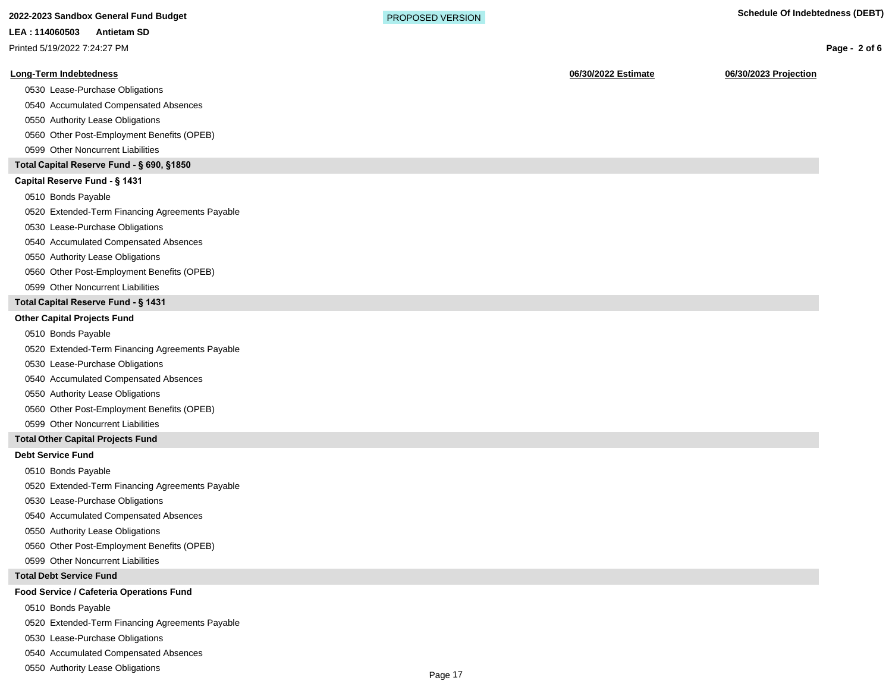2022-2023 Sandbox General Fund Budget

PROPOSED VERSION

**Schedule Of Indebtedness (DEBT)**

LEA : 114060503 Antietam SD

Printed 5/19/2022 7:24:27 PM

| Long-Term Indebtedness | 06/30/2022 Estimate | 06/30/2023 Projection |
|---|---|---|
| 0530 Lease-Purchase Obligations | | |
| 0540 Accumulated Compensated Absences | | |
| 0550 Authority Lease Obligations | | |
| 0560 Other Post-Employment Benefits (OPEB) | | |
| 0599 Other Noncurrent Liabilities | | |
| **Total Capital Reserve Fund - § 690, §1850** | | |
| **Capital Reserve Fund - § 1431** | | |
| 0510 Bonds Payable | | |
| 0520 Extended-Term Financing Agreements Payable | | |
| 0530 Lease-Purchase Obligations | | |
| 0540 Accumulated Compensated Absences | | |
| 0550 Authority Lease Obligations | | |
| 0560 Other Post-Employment Benefits (OPEB) | | |
| 0599 Other Noncurrent Liabilities | | |
| **Total Capital Reserve Fund - § 1431** | | |
| **Other Capital Projects Fund** | | |
| 0510 Bonds Payable | | |
| 0520 Extended-Term Financing Agreements Payable | | |
| 0530 Lease-Purchase Obligations | | |
| 0540 Accumulated Compensated Absences | | |
| 0550 Authority Lease Obligations | | |
| 0560 Other Post-Employment Benefits (OPEB) | | |
| 0599 Other Noncurrent Liabilities | | |
| **Total Other Capital Projects Fund** | | |
| **Debt Service Fund** | | |
| 0510 Bonds Payable | | |
| 0520 Extended-Term Financing Agreements Payable | | |
| 0530 Lease-Purchase Obligations | | |
| 0540 Accumulated Compensated Absences | | |
| 0550 Authority Lease Obligations | | |
| 0560 Other Post-Employment Benefits (OPEB) | | |
| 0599 Other Noncurrent Liabilities | | |
| **Total Debt Service Fund** | | |
| **Food Service / Cafeteria Operations Fund** | | |
| 0510 Bonds Payable | | |
| 0520 Extended-Term Financing Agreements Payable | | |
| 0530 Lease-Purchase Obligations | | |
| 0540 Accumulated Compensated Absences | | |
| 0550 Authority Lease Obligations | | |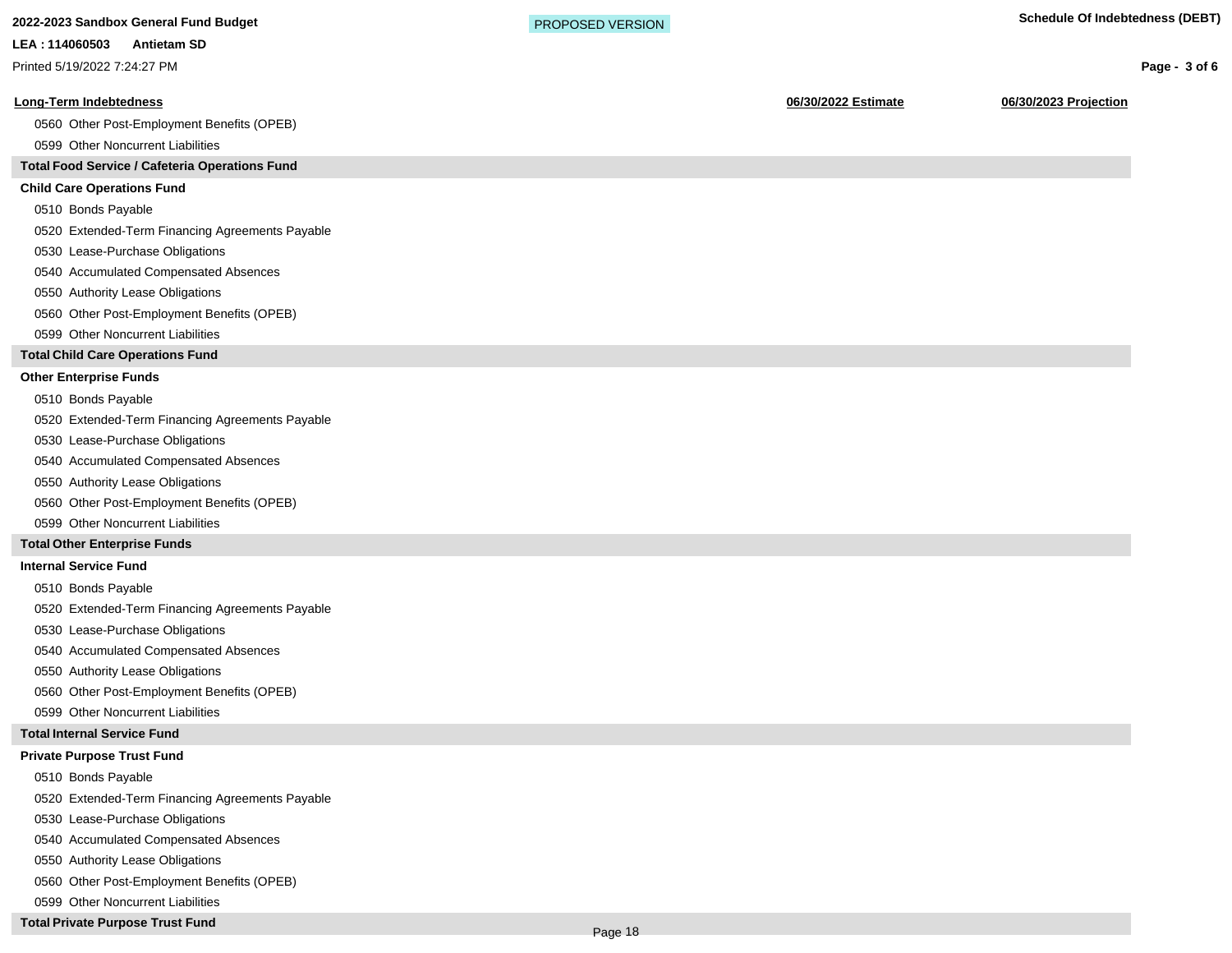| Long-Term Indebtedness | 06/30/2022 Estimate | 06/30/2023 Projection |
|---|---|---|
| 0560 Other Post-Employment Benefits (OPEB) | | |
| 0599 Other Noncurrent Liabilities | | |
| **Total Food Service / Cafeteria Operations Fund** | | |
| **Child Care Operations Fund** | | |
| 0510 Bonds Payable | | |
| 0520 Extended-Term Financing Agreements Payable | | |
| 0530 Lease-Purchase Obligations | | |
| 0540 Accumulated Compensated Absences | | |
| 0550 Authority Lease Obligations | | |
| 0560 Other Post-Employment Benefits (OPEB) | | |
| 0599 Other Noncurrent Liabilities | | |
| **Total Child Care Operations Fund** | | |
| **Other Enterprise Funds** | | |
| 0510 Bonds Payable | | |
| 0520 Extended-Term Financing Agreements Payable | | |
| 0530 Lease-Purchase Obligations | | |
| 0540 Accumulated Compensated Absences | | |
| 0550 Authority Lease Obligations | | |
| 0560 Other Post-Employment Benefits (OPEB) | | |
| 0599 Other Noncurrent Liabilities | | |
| **Total Other Enterprise Funds** | | |
| **Internal Service Fund** | | |
| 0510 Bonds Payable | | |
| 0520 Extended-Term Financing Agreements Payable | | |
| 0530 Lease-Purchase Obligations | | |
| 0540 Accumulated Compensated Absences | | |
| 0550 Authority Lease Obligations | | |
| 0560 Other Post-Employment Benefits (OPEB) | | |
| 0599 Other Noncurrent Liabilities | | |
| **Total Internal Service Fund** | | |
| **Private Purpose Trust Fund** | | |
| 0510 Bonds Payable | | |
| 0520 Extended-Term Financing Agreements Payable | | |
| 0530 Lease-Purchase Obligations | | |
| 0540 Accumulated Compensated Absences | | |
| 0550 Authority Lease Obligations | | |
| 0560 Other Post-Employment Benefits (OPEB) | | |
| 0599 Other Noncurrent Liabilities | | |
| **Total Private Purpose Trust Fund** | | |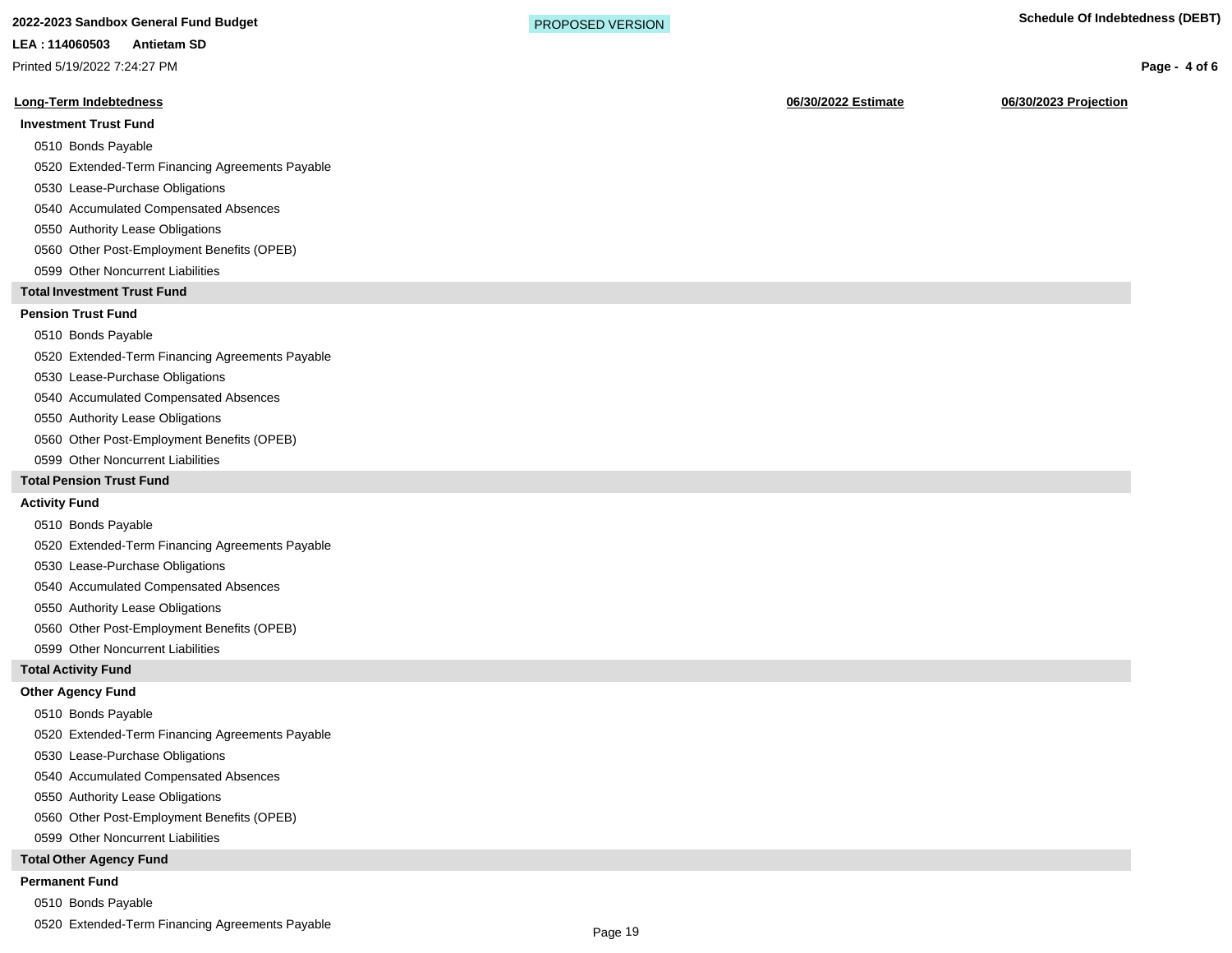| Long-Term Indebtedness | 06/30/2022 Estimate | 06/30/2023 Projection |
|---|---|---|
| **Investment Trust Fund** | | |
| 0510 Bonds Payable | | |
| 0520 Extended-Term Financing Agreements Payable | | |
| 0530 Lease-Purchase Obligations | | |
| 0540 Accumulated Compensated Absences | | |
| 0550 Authority Lease Obligations | | |
| 0560 Other Post-Employment Benefits (OPEB) | | |
| 0599 Other Noncurrent Liabilities | | |
| **Total Investment Trust Fund** | | |
| **Pension Trust Fund** | | |
| 0510 Bonds Payable | | |
| 0520 Extended-Term Financing Agreements Payable | | |
| 0530 Lease-Purchase Obligations | | |
| 0540 Accumulated Compensated Absences | | |
| 0550 Authority Lease Obligations | | |
| 0560 Other Post-Employment Benefits (OPEB) | | |
| 0599 Other Noncurrent Liabilities | | |
| **Total Pension Trust Fund** | | |
| **Activity Fund** | | |
| 0510 Bonds Payable | | |
| 0520 Extended-Term Financing Agreements Payable | | |
| 0530 Lease-Purchase Obligations | | |
| 0540 Accumulated Compensated Absences | | |
| 0550 Authority Lease Obligations | | |
| 0560 Other Post-Employment Benefits (OPEB) | | |
| 0599 Other Noncurrent Liabilities | | |
| **Total Activity Fund** | | |
| **Other Agency Fund** | | |
| 0510 Bonds Payable | | |
| 0520 Extended-Term Financing Agreements Payable | | |
| 0530 Lease-Purchase Obligations | | |
| 0540 Accumulated Compensated Absences | | |
| 0550 Authority Lease Obligations | | |
| 0560 Other Post-Employment Benefits (OPEB) | | |
| 0599 Other Noncurrent Liabilities | | |
| **Total Other Agency Fund** | | |
| **Permanent Fund** | | |
| 0510 Bonds Payable | | |
| 0520 Extended-Term Financing Agreements Payable | | |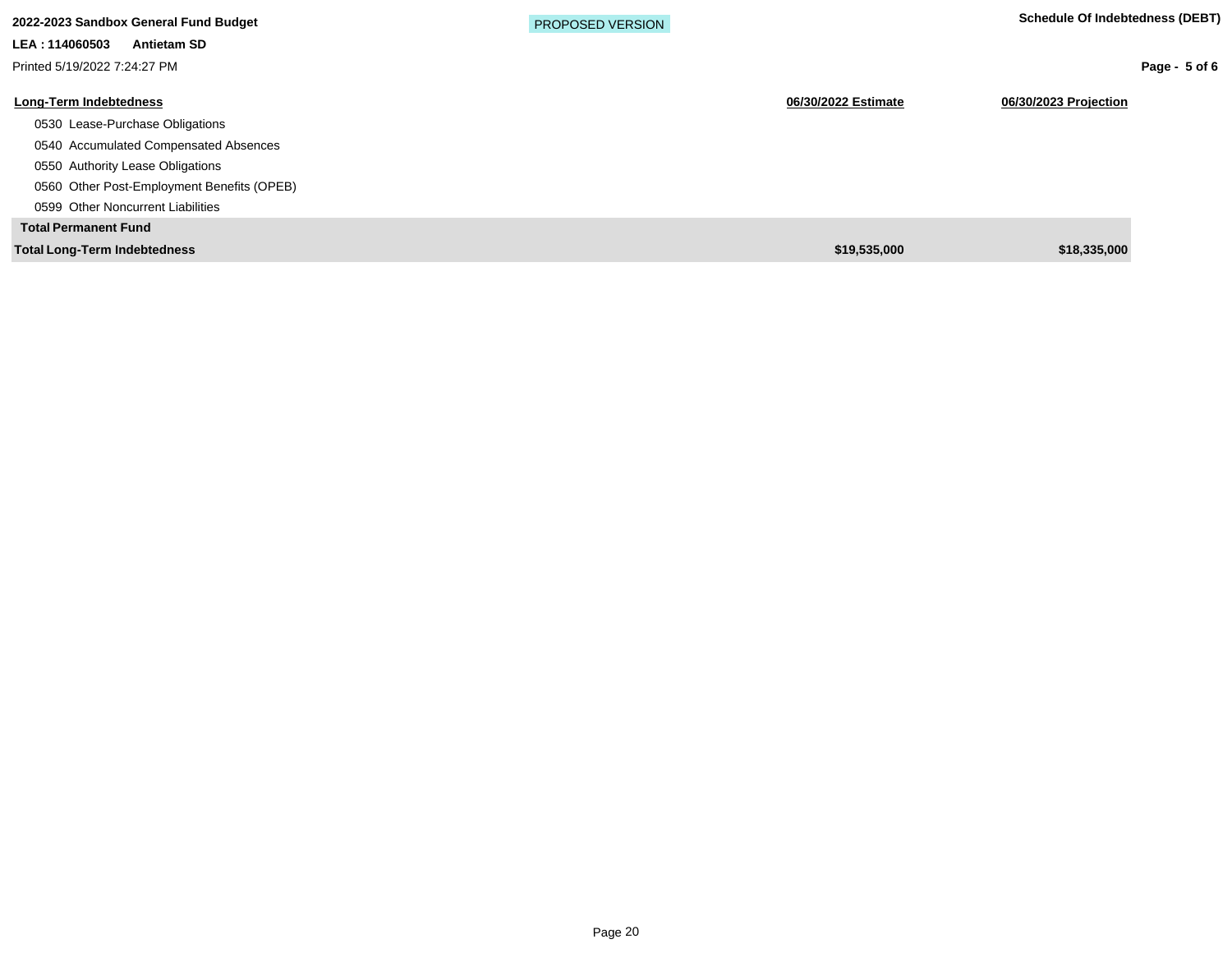| Long-Term Indebtedness | 06/30/2022 Estimate | 06/30/2023 Projection |
|---|---|---|
| 0530 Lease-Purchase Obligations | | |
| 0540 Accumulated Compensated Absences | | |
| 0550 Authority Lease Obligations | | |
| 0560 Other Post-Employment Benefits (OPEB) | | |
| 0599 Other Noncurrent Liabilities | | |
| **Total Permanent Fund** | | |
| **Total Long-Term Indebtedness** | **$19,535,000** | **$18,335,000** |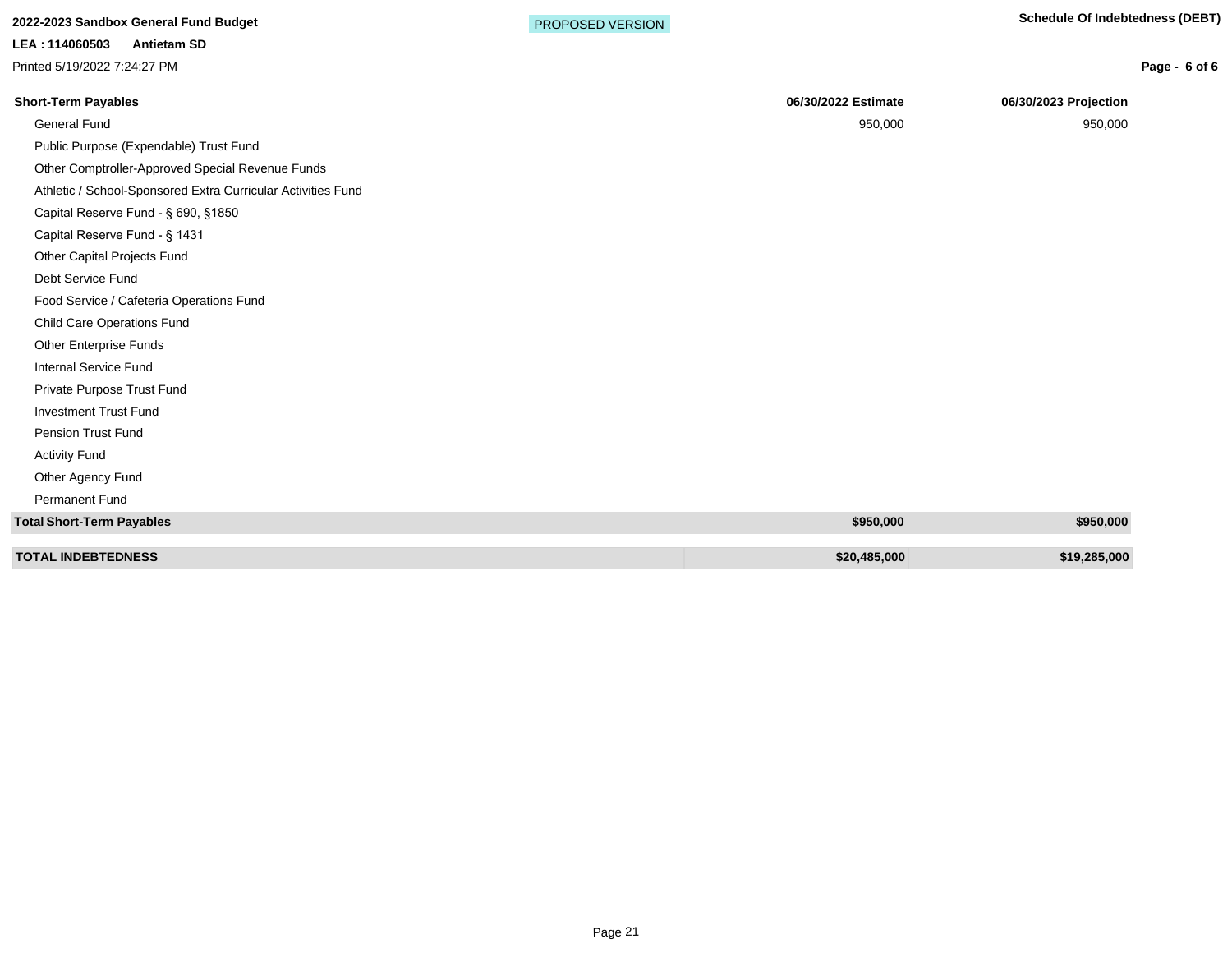| Short-Term Payables | 06/30/2022 Estimate | 06/30/2023 Projection |
| --- | --- | --- |
| General Fund | 950,000 | 950,000 |
| Public Purpose (Expendable) Trust Fund | | |
| Other Comptroller-Approved Special Revenue Funds | | |
| Athletic / School-Sponsored Extra Curricular Activities Fund | | |
| Capital Reserve Fund - § 690, §1850 | | |
| Capital Reserve Fund - § 1431 | | |
| Other Capital Projects Fund | | |
| Debt Service Fund | | |
| Food Service / Cafeteria Operations Fund | | |
| Child Care Operations Fund | | |
| Other Enterprise Funds | | |
| Internal Service Fund | | |
| Private Purpose Trust Fund | | |
| Investment Trust Fund | | |
| Pension Trust Fund | | |
| Activity Fund | | |
| Other Agency Fund | | |
| Permanent Fund | | |
| **Total Short-Term Payables** | **$950,000** | **$950,000** |

| | | |
| --- | --- | --- |
| **TOTAL INDEBTEDNESS** | **$20,485,000** | **$19,285,000** |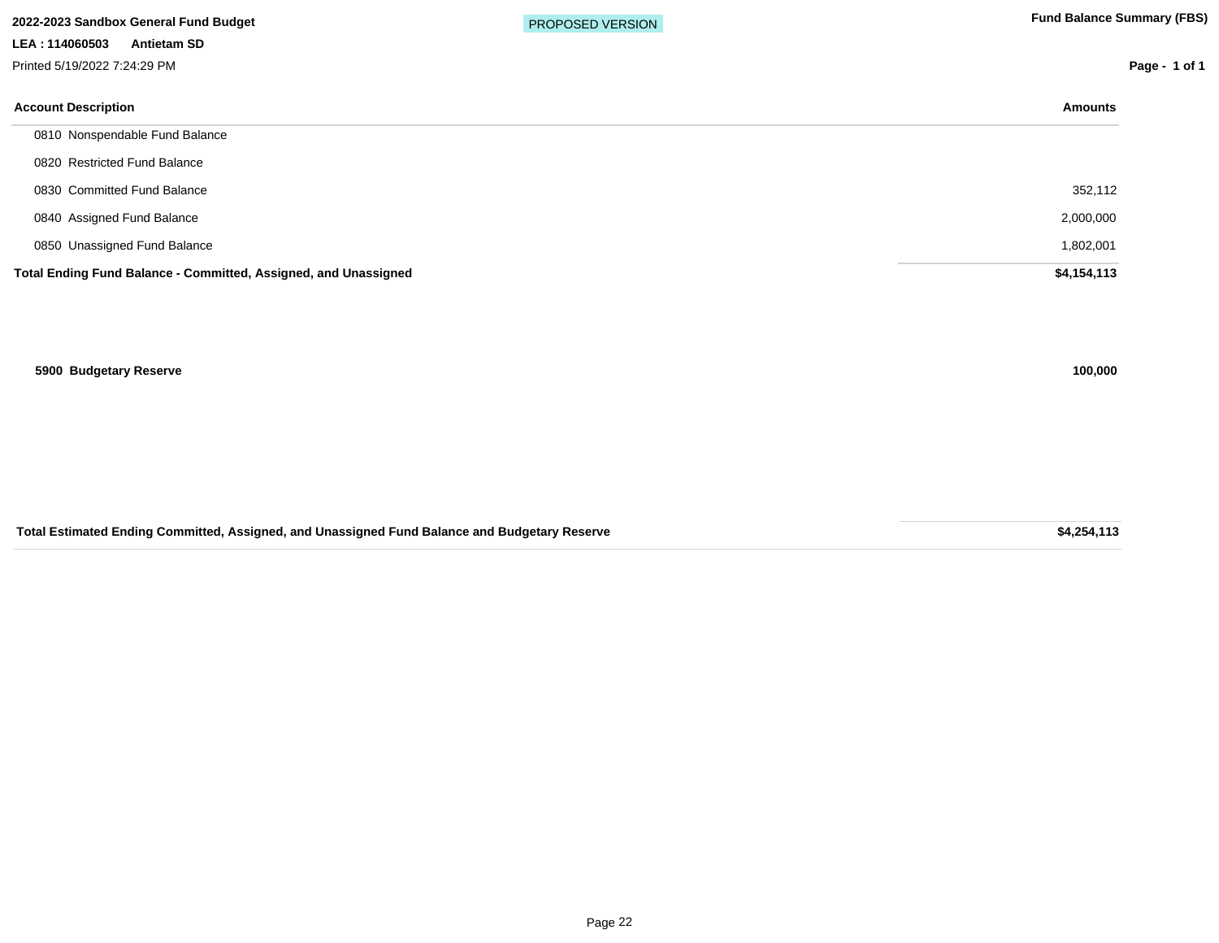2022-2023 Sandbox General Fund Budget

PROPOSED VERSION

**Fund Balance Summary (FBS)**

**LEA : 114060503 Antietam SD**

Printed 5/19/2022 7:24:29 PM

| Account Description | Amounts |
| --- | --- |
| 0810 Nonspendable Fund Balance | |
| 0820 Restricted Fund Balance | |
| 0830 Committed Fund Balance | 352,112 |
| 0840 Assigned Fund Balance | 2,000,000 |
| 0850 Unassigned Fund Balance | 1,802,001 |
| **Total Ending Fund Balance - Committed, Assigned, and Unassigned** | **$4,154,113** |
| **5900 Budgetary Reserve** | **100,000** |
| **Total Estimated Ending Committed, Assigned, and Unassigned Fund Balance and Budgetary Reserve** | **$4,254,113** |